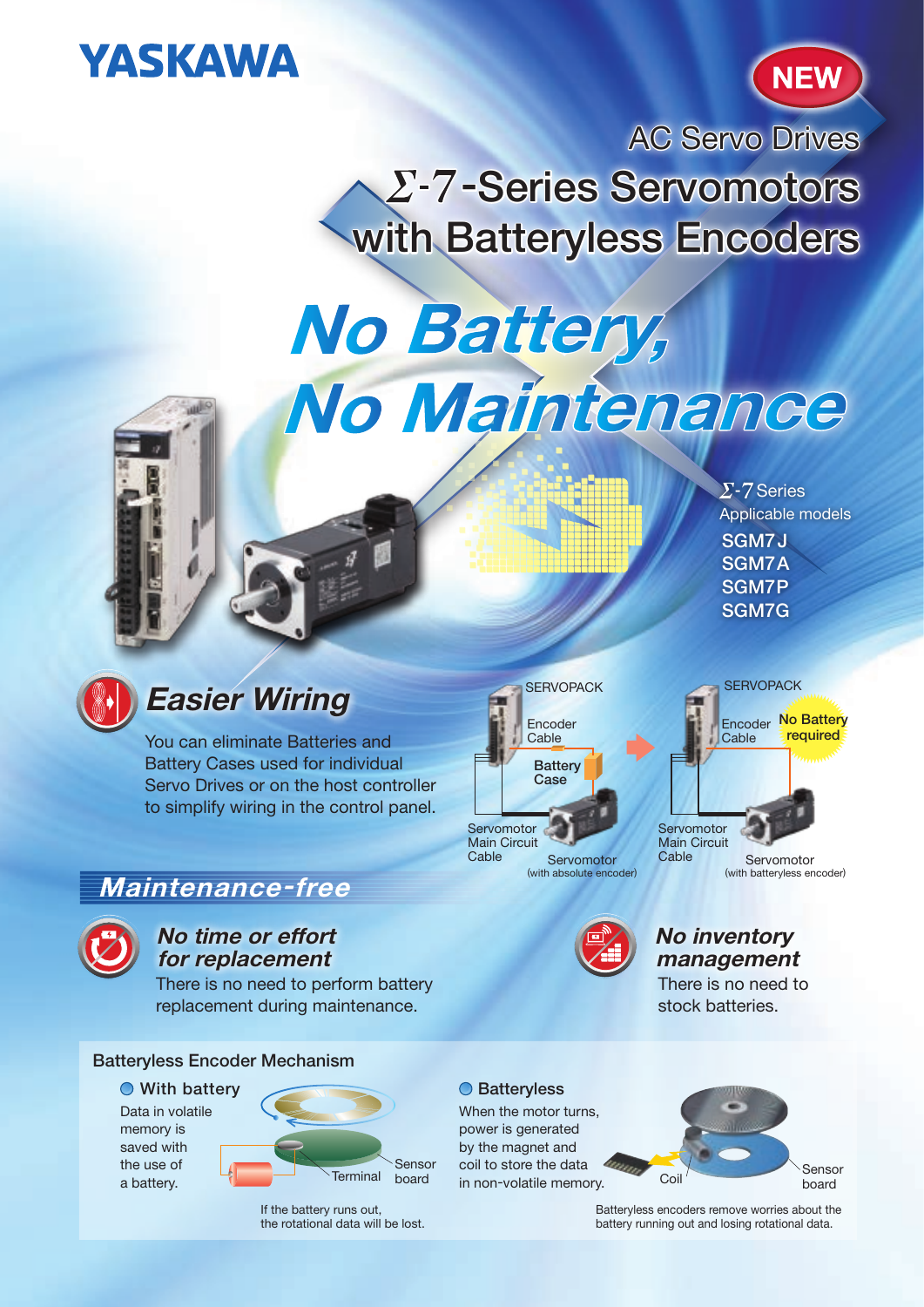YASKAWA

NEW

AC Servo Drives

# Σ-7-Series Servomotors with Batteryless Encoders

# No Battery, No Maintenance

Σ-7 Series
Applicable models
- SGM7J
- SGM7A
- SGM7P
- SGM7G

## Easier Wiring

You can eliminate Batteries and Battery Cases used for individual Servo Drives or on the host controller to simplify wiring in the control panel.

SERVOPACK
Encoder Cable
Battery Case
Servomotor Main Circuit Cable
Servomotor (with absolute encoder)

SERVOPACK
Encoder Cable
No Battery required
Servomotor Main Circuit Cable
Servomotor (with batteryless encoder)

## Maintenance-free

### No time or effort for replacement

There is no need to perform battery replacement during maintenance.

### No inventory management

There is no need to stock batteries.

## Batteryless Encoder Mechanism

### With battery

Data in volatile memory is saved with the use of a battery.

Terminal
Sensor board

If the battery runs out, the rotational data will be lost.

### Batteryless

When the motor turns, power is generated by the magnet and coil to store the data in non-volatile memory.

Coil
Sensor board

Batteryless encoders remove worries about the battery running out and losing rotational data.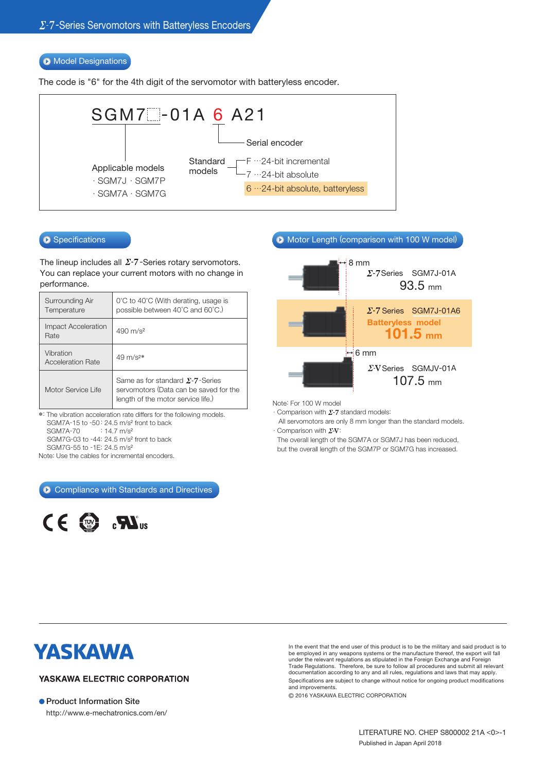## Model Designations

The code is "6" for the 4th digit of the servomotor with batteryless encoder.

SGM7□-01A 6 A21

Applicable models
· SGM7J · SGM7P
· SGM7A · SGM7G

Serial encoder

Standard models
- F ···24-bit incremental
- 7 ···24-bit absolute

6 ···24-bit absolute, batteryless

## Specifications

The lineup includes all Σ-7-Series rotary servomotors. You can replace your current motors with no change in performance.

| | |
|---|---|
| Surrounding Air Temperature | 0°C to 40°C (With derating, usage is possible between 40°C and 60°C.) |
| Impact Acceleration Rate | 490 m/s² |
| Vibration Acceleration Rate | 49 m/s²* |
| Motor Service Life | Same as for standard Σ-7-Series servomotors (Data can be saved for the length of the motor service life.) |

*: The vibration acceleration rate differs for the following models.
SGM7A-15 to -50 : 24.5 m/s² front to back
SGM7A-70 : 14.7 m/s²
SGM7G-03 to -44: 24.5 m/s² front to back
SGM7G-55 to -1E: 24.5 m/s²
Note: Use the cables for incremental encoders.

## Motor Length (comparison with 100 W model)

8 mm
Σ-7 Series SGM7J-01A
93.5 mm

Σ-7 Series SGM7J-01A6
Batteryless model
101.5 mm

6 mm
Σ-V Series SGMJV-01A
107.5 mm

Note: For 100 W model
· Comparison with Σ-7 standard models:
All servomotors are only 8 mm longer than the standard models.
· Comparison with Σ-V:
The overall length of the SGM7A or SGM7J has been reduced, but the overall length of the SGM7P or SGM7G has increased.

## Compliance with Standards and Directives

CE TÜV c UL us

YASKAWA

YASKAWA ELECTRIC CORPORATION

● Product Information Site
http://www.e-mechatronics.com/en/

In the event that the end user of this product is to be the military and said product is to be employed in any weapons systems or the manufacture thereof, the export will fall under the relevant regulations as stipulated in the Foreign Exchange and Foreign Trade Regulations. Therefore, be sure to follow all procedures and submit all relevant documentation according to any and all rules, regulations and laws that may apply.
Specifications are subject to change without notice for ongoing product modifications and improvements.
© 2016 YASKAWA ELECTRIC CORPORATION

LITERATURE NO. CHEP S800002 21A <0>-1
Published in Japan April 2018